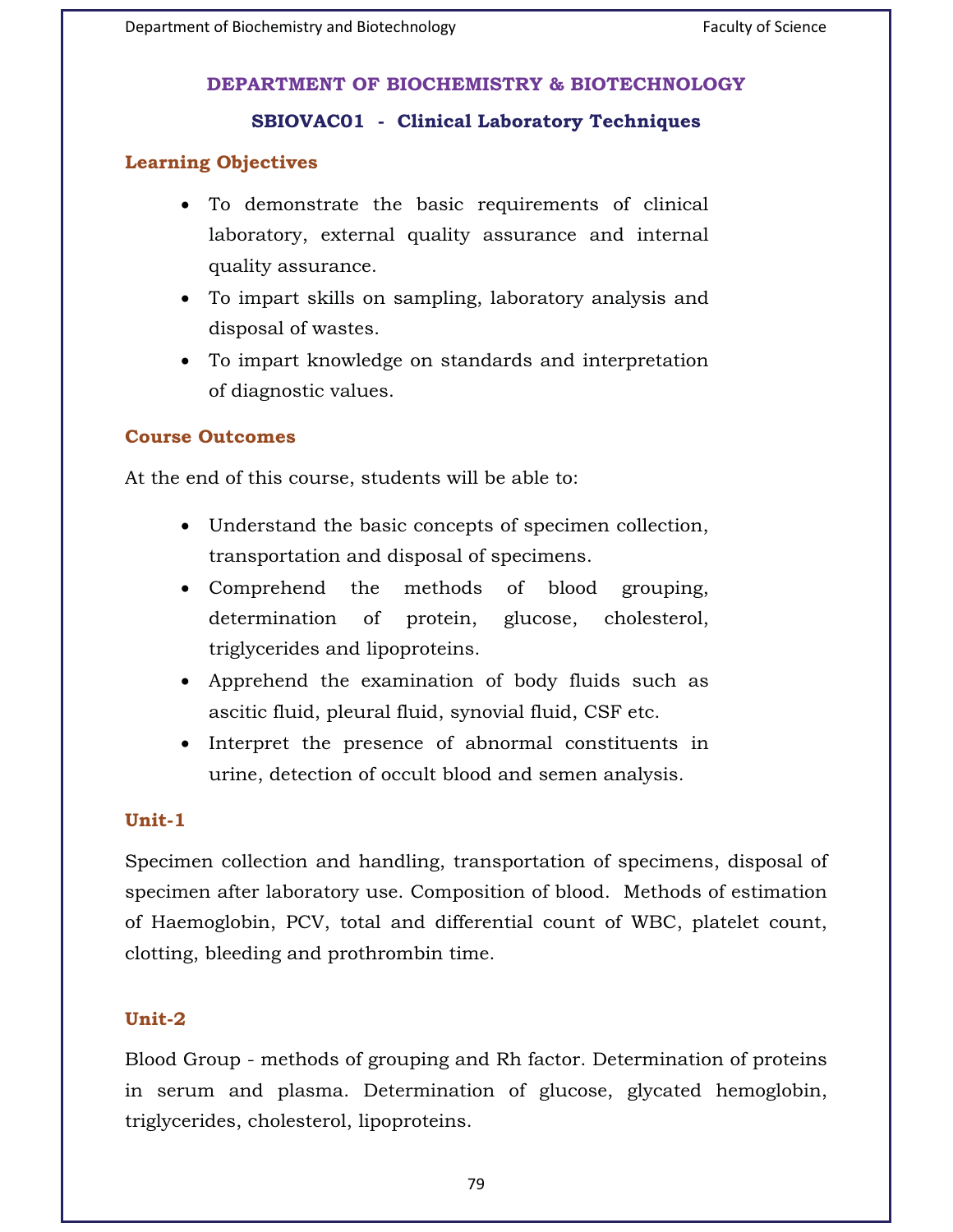# DEPARTMENT OF BIOCHEMISTRY & BIOTECHNOLOGY

## SBIOVAC01 - Clinical Laboratory Techniques

### Learning Objectives

- To demonstrate the basic requirements of clinical laboratory, external quality assurance and internal quality assurance.
- To impart skills on sampling, laboratory analysis and disposal of wastes.
- To impart knowledge on standards and interpretation of diagnostic values.

### Course Outcomes

At the end of this course, students will be able to:

- Understand the basic concepts of specimen collection, transportation and disposal of specimens.
- Comprehend the methods of blood grouping, determination of protein, glucose, cholesterol, triglycerides and lipoproteins.
- Apprehend the examination of body fluids such as ascitic fluid, pleural fluid, synovial fluid, CSF etc.
- Interpret the presence of abnormal constituents in urine, detection of occult blood and semen analysis.

### Unit-1

Specimen collection and handling, transportation of specimens, disposal of specimen after laboratory use. Composition of blood. Methods of estimation of Haemoglobin, PCV, total and differential count of WBC, platelet count, clotting, bleeding and prothrombin time.

### Unit-2

Blood Group - methods of grouping and Rh factor. Determination of proteins in serum and plasma. Determination of glucose, glycated hemoglobin, triglycerides, cholesterol, lipoproteins.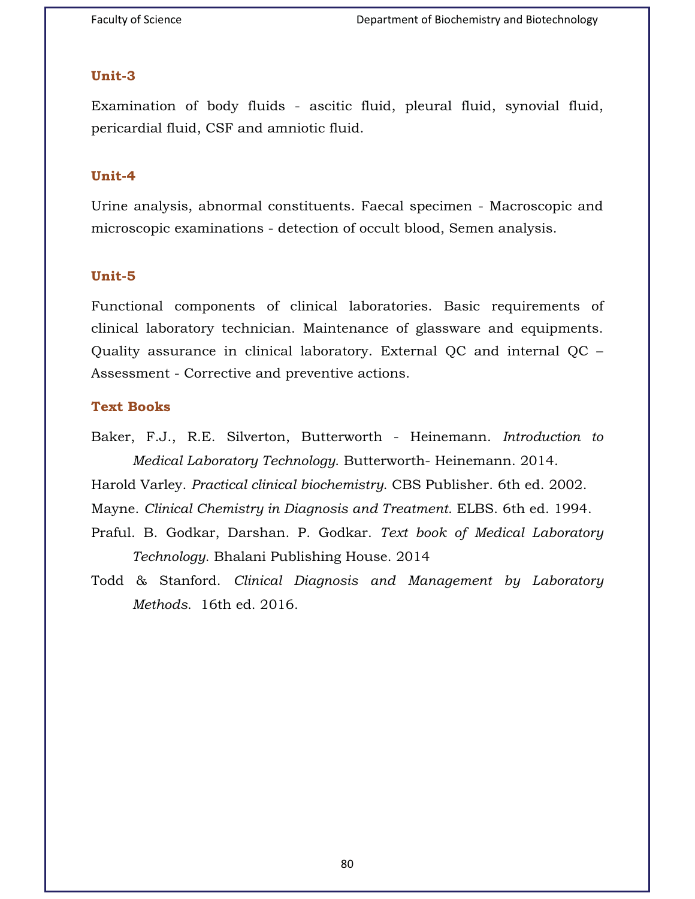### Unit-3

Examination of body fluids - ascitic fluid, pleural fluid, synovial fluid, pericardial fluid, CSF and amniotic fluid.

### Unit-4

Urine analysis, abnormal constituents. Faecal specimen - Macroscopic and microscopic examinations - detection of occult blood, Semen analysis.

### Unit-5

Functional components of clinical laboratories. Basic requirements of clinical laboratory technician. Maintenance of glassware and equipments. Quality assurance in clinical laboratory. External QC and internal QC – Assessment - Corrective and preventive actions.

### Text Books

Baker, F.J., R.E. Silverton, Butterworth - Heinemann. *Introduction to Medical Laboratory Technology*. Butterworth- Heinemann. 2014.

Harold Varley. *Practical clinical biochemistry*. CBS Publisher. 6th ed. 2002.

Mayne. *Clinical Chemistry in Diagnosis and Treatment.* ELBS. 6th ed. 1994.

Praful. B. Godkar, Darshan. P. Godkar. *Text book of Medical Laboratory Technology*. Bhalani Publishing House. 2014

Todd & Stanford. *Clinical Diagnosis and Management by Laboratory Methods*. 16th ed. 2016.